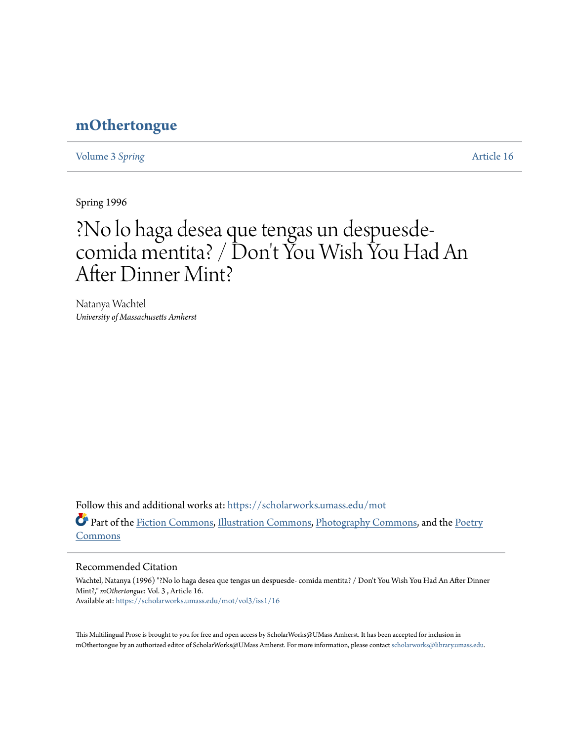# mOthertongue

Volume 3 *Spring* Article 16

Spring 1996

# ?No lo haga desea que tengas un despuesde-comida mentita? / Don't You Wish You Had An After Dinner Mint?

Natanya Wachtel
*University of Massachusetts Amherst*

Follow this and additional works at: https://scholarworks.umass.edu/mot

Part of the Fiction Commons, Illustration Commons, Photography Commons, and the Poetry Commons

## Recommended Citation

Wachtel, Natanya (1996) "?No lo haga desea que tengas un despuesde- comida mentita? / Don't You Wish You Had An After Dinner Mint?," *mOthertongue*: Vol. 3 , Article 16.
Available at: https://scholarworks.umass.edu/mot/vol3/iss1/16

This Multilingual Prose is brought to you for free and open access by ScholarWorks@UMass Amherst. It has been accepted for inclusion in mOthertongue by an authorized editor of ScholarWorks@UMass Amherst. For more information, please contact scholarworks@library.umass.edu.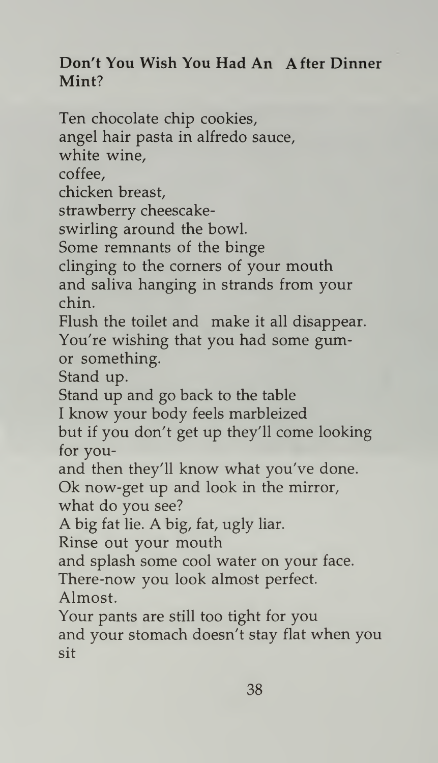**Don't You Wish You Had An After Dinner Mint?**

Ten chocolate chip cookies,
angel hair pasta in alfredo sauce,
white wine,
coffee,
chicken breast,
strawberry cheescake-
swirling around the bowl.
Some remnants of the binge
clinging to the corners of your mouth
and saliva hanging in strands from your chin.
Flush the toilet and make it all disappear.
You're wishing that you had some gum-
or something.
Stand up.
Stand up and go back to the table
I know your body feels marbleized
but if you don't get up they'll come looking for you-
and then they'll know what you've done.
Ok now-get up and look in the mirror,
what do you see?
A big fat lie. A big, fat, ugly liar.
Rinse out your mouth
and splash some cool water on your face.
There-now you look almost perfect.
Almost.
Your pants are still too tight for you
and your stomach doesn't stay flat when you sit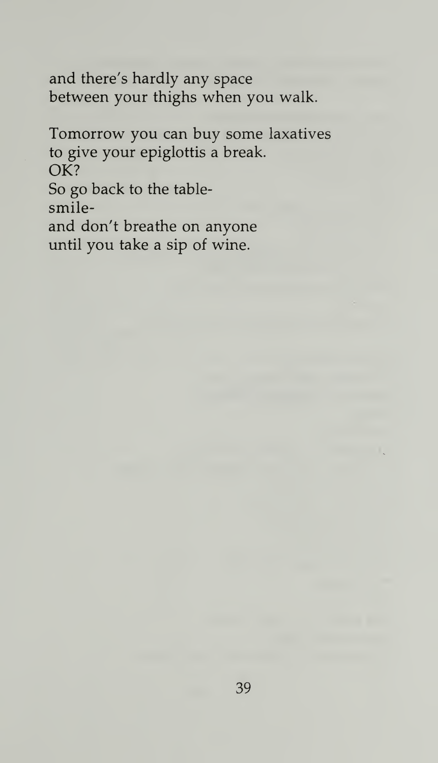and there's hardly any space
between your thighs when you walk.

Tomorrow you can buy some laxatives
to give your epiglottis a break.
OK?
So go back to the table-
smile-
and don't breathe on anyone
until you take a sip of wine.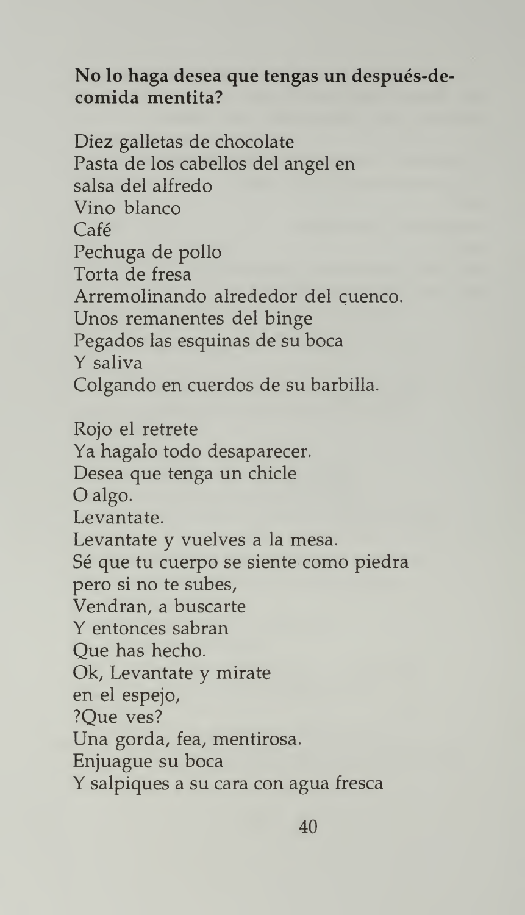**No lo haga desea que tengas un después-de-comida mentita?**

Diez galletas de chocolate
Pasta de los cabellos del angel en
salsa del alfredo
Vino blanco
Café
Pechuga de pollo
Torta de fresa
Arremolinando alrededor del cuenco.
Unos remanentes del binge
Pegados las esquinas de su boca
Y saliva
Colgando en cuerdos de su barbilla.

Rojo el retrete
Ya hagalo todo desaparecer.
Desea que tenga un chicle
O algo.
Levantate.
Levantate y vuelves a la mesa.
Sé que tu cuerpo se siente como piedra
pero si no te subes,
Vendran, a buscarte
Y entonces sabran
Que has hecho.
Ok, Levantate y mirate
en el espejo,
?Que ves?
Una gorda, fea, mentirosa.
Enjuague su boca
Y salpiques a su cara con agua fresca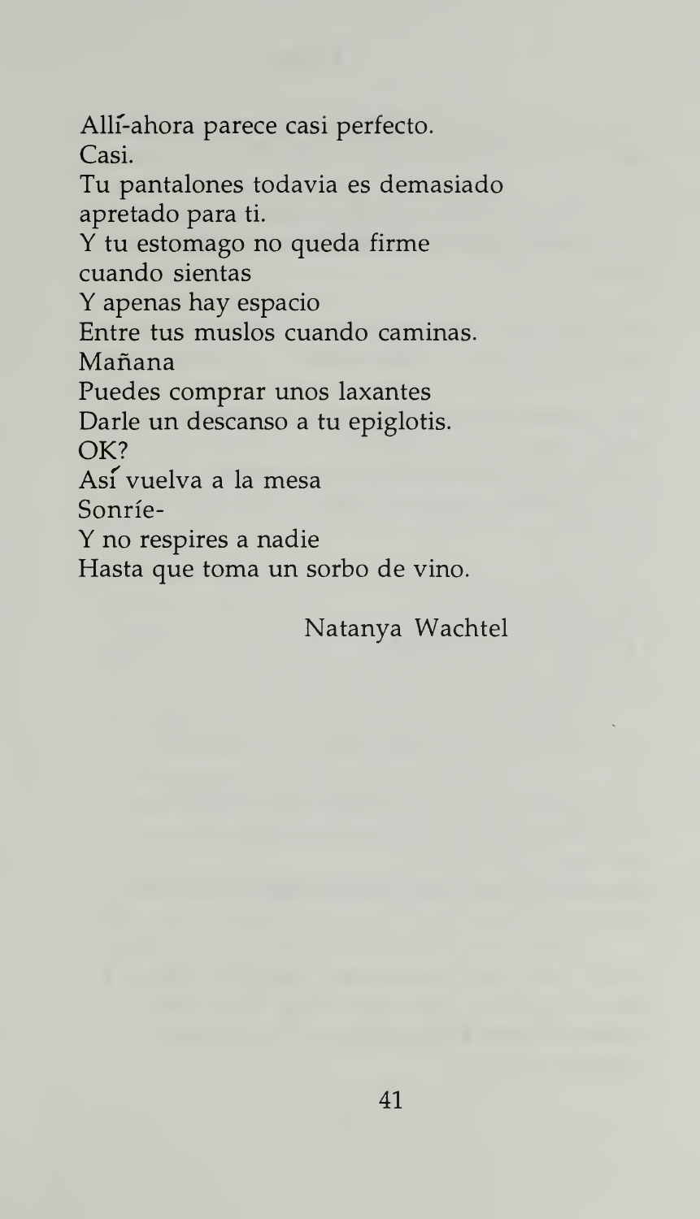Allí-ahora parece casi perfecto.  
Casi.  
Tu pantalones todavia es demasiado  
apretado para ti.  
Y tu estomago no queda firme  
cuando sientas  
Y apenas hay espacio  
Entre tus muslos cuando caminas.  
Mañana  
Puedes comprar unos laxantes  
Darle un descanso a tu epiglotis.  
OK?  
Así vuelva a la mesa  
Sonríe-  
Y no respires a nadie  
Hasta que toma un sorbo de vino.

Natanya Wachtel